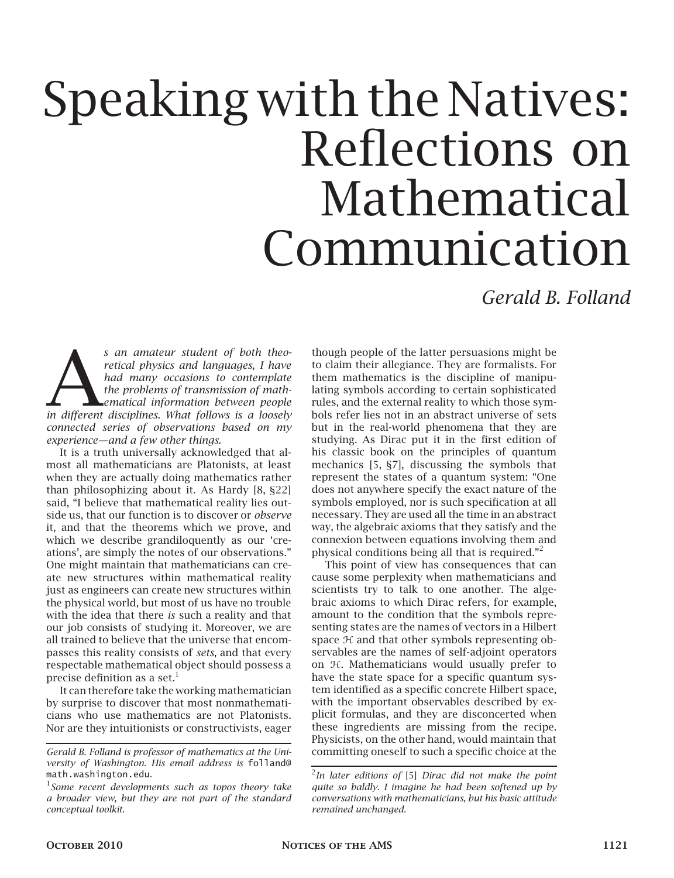# Speaking with the Natives: Reflections on Mathematical Communication

*Gerald B. Folland*

*As an amateur student of both theoretical physics and languages, I have had many occasions to contemplate the problems of transmission of mathematical information between people in different disciplines. What follows is a loosely connected series of observations based on my experience—and a few other things.*

It is a truth universally acknowledged that almost all mathematicians are Platonists, at least when they are actually doing mathematics rather than philosophizing about it. As Hardy [8, §22] said, "I believe that mathematical reality lies outside us, that our function is to discover or *observe* it, and that the theorems which we prove, and which we describe grandiloquently as our 'creations', are simply the notes of our observations." One might maintain that mathematicians can create new structures within mathematical reality just as engineers can create new structures within the physical world, but most of us have no trouble with the idea that there *is* such a reality and that our job consists of studying it. Moreover, we are all trained to believe that the universe that encompasses this reality consists of *sets*, and that every respectable mathematical object should possess a precise definition as a set.[1]

It can therefore take the working mathematician by surprise to discover that most nonmathematicians who use mathematics are not Platonists. Nor are they intuitionists or constructivists, eager though people of the latter persuasions might be to claim their allegiance. They are formalists. For them mathematics is the discipline of manipulating symbols according to certain sophisticated rules, and the external reality to which those symbols refer lies not in an abstract universe of sets but in the real-world phenomena that they are studying. As Dirac put it in the first edition of his classic book on the principles of quantum mechanics [5, §7], discussing the symbols that represent the states of a quantum system: "One does not anywhere specify the exact nature of the symbols employed, nor is such specification at all necessary. They are used all the time in an abstract way, the algebraic axioms that they satisfy and the connexion between equations involving them and physical conditions being all that is required."[2]

This point of view has consequences that can cause some perplexity when mathematicians and scientists try to talk to one another. The algebraic axioms to which Dirac refers, for example, amount to the condition that the symbols representing states are the names of vectors in a Hilbert space $\mathcal{H}$ and that other symbols representing observables are the names of self-adjoint operators on $\mathcal{H}$. Mathematicians would usually prefer to have the state space for a specific quantum system identified as a specific concrete Hilbert space, with the important observables described by explicit formulas, and they are disconcerted when these ingredients are missing from the recipe. Physicists, on the other hand, would maintain that committing oneself to such a specific choice at the

---

*Gerald B. Folland is professor of mathematics at the University of Washington. His email address is* folland@math.washington.edu.

[1] *Some recent developments such as topos theory take a broader view, but they are not part of the standard conceptual toolkit.*

[2] *In later editions of* [5] *Dirac did not make the point quite so baldly. I imagine he had been softened up by conversations with mathematicians, but his basic attitude remained unchanged.*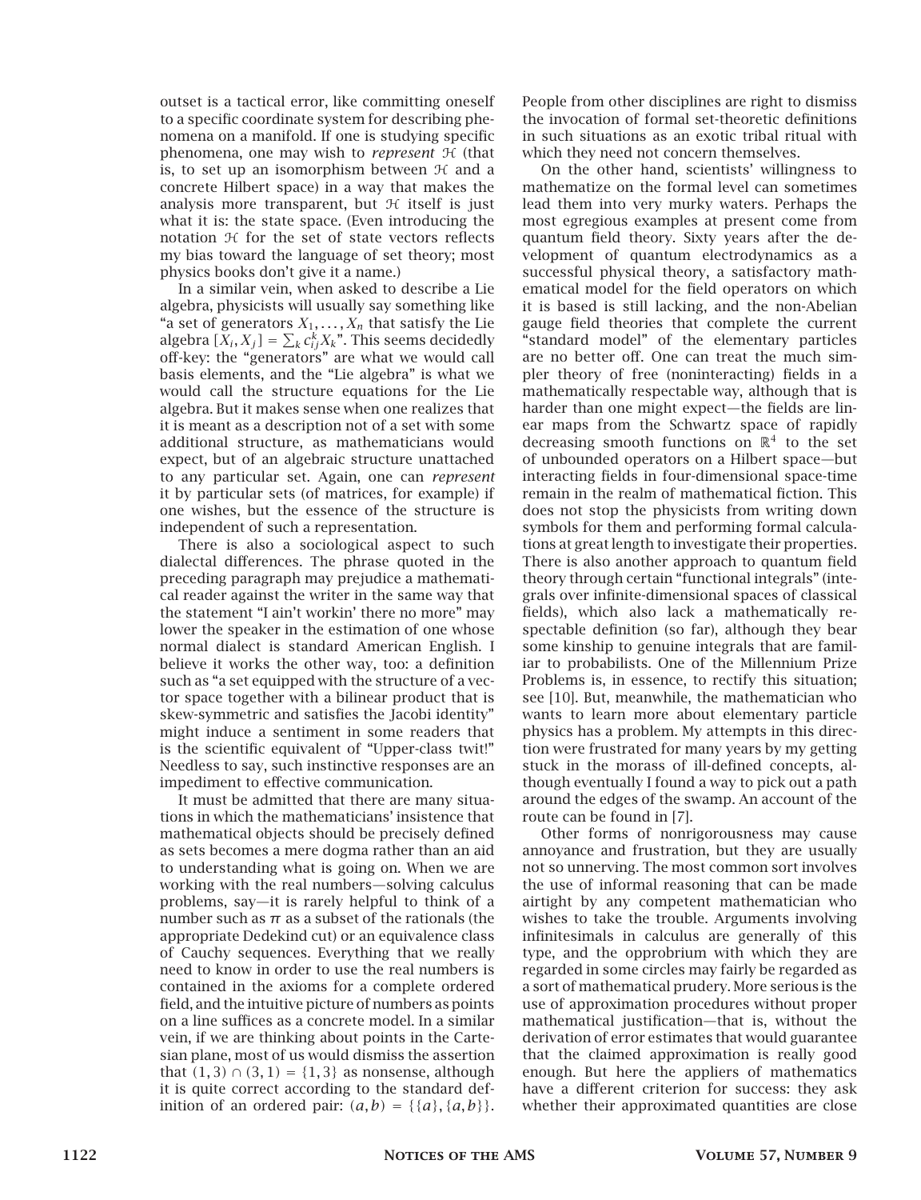outset is a tactical error, like committing oneself to a specific coordinate system for describing phenomena on a manifold. If one is studying specific phenomena, one may wish to *represent* $\mathcal{H}$ (that is, to set up an isomorphism between $\mathcal{H}$ and a concrete Hilbert space) in a way that makes the analysis more transparent, but $\mathcal{H}$ itself is just what it is: the state space. (Even introducing the notation $\mathcal{H}$ for the set of state vectors reflects my bias toward the language of set theory; most physics books don't give it a name.)

In a similar vein, when asked to describe a Lie algebra, physicists will usually say something like "a set of generators $X_1, \ldots, X_n$ that satisfy the Lie algebra $[X_i, X_j] = \sum_k c_{ij}^k X_k$". This seems decidedly off-key: the "generators" are what we would call basis elements, and the "Lie algebra" is what we would call the structure equations for the Lie algebra. But it makes sense when one realizes that it is meant as a description not of a set with some additional structure, as mathematicians would expect, but of an algebraic structure unattached to any particular set. Again, one can *represent* it by particular sets (of matrices, for example) if one wishes, but the essence of the structure is independent of such a representation.

There is also a sociological aspect to such dialectal differences. The phrase quoted in the preceding paragraph may prejudice a mathematical reader against the writer in the same way that the statement "I ain't workin' there no more" may lower the speaker in the estimation of one whose normal dialect is standard American English. I believe it works the other way, too: a definition such as "a set equipped with the structure of a vector space together with a bilinear product that is skew-symmetric and satisfies the Jacobi identity" might induce a sentiment in some readers that is the scientific equivalent of "Upper-class twit!" Needless to say, such instinctive responses are an impediment to effective communication.

It must be admitted that there are many situations in which the mathematicians' insistence that mathematical objects should be precisely defined as sets becomes a mere dogma rather than an aid to understanding what is going on. When we are working with the real numbers—solving calculus problems, say—it is rarely helpful to think of a number such as $\pi$ as a subset of the rationals (the appropriate Dedekind cut) or an equivalence class of Cauchy sequences. Everything that we really need to know in order to use the real numbers is contained in the axioms for a complete ordered field, and the intuitive picture of numbers as points on a line suffices as a concrete model. In a similar vein, if we are thinking about points in the Cartesian plane, most of us would dismiss the assertion that $(1,3) \cap (3,1) = \{1,3\}$ as nonsense, although it is quite correct according to the standard definition of an ordered pair: $(a,b) = \{\{a\}, \{a,b\}\}$. People from other disciplines are right to dismiss the invocation of formal set-theoretic definitions in such situations as an exotic tribal ritual with which they need not concern themselves.

On the other hand, scientists' willingness to mathematize on the formal level can sometimes lead them into very murky waters. Perhaps the most egregious examples at present come from quantum field theory. Sixty years after the development of quantum electrodynamics as a successful physical theory, a satisfactory mathematical model for the field operators on which it is based is still lacking, and the non-Abelian gauge field theories that complete the current "standard model" of the elementary particles are no better off. One can treat the much simpler theory of free (noninteracting) fields in a mathematically respectable way, although that is harder than one might expect—the fields are linear maps from the Schwartz space of rapidly decreasing smooth functions on $\mathbb{R}^4$ to the set of unbounded operators on a Hilbert space—but interacting fields in four-dimensional space-time remain in the realm of mathematical fiction. This does not stop the physicists from writing down symbols for them and performing formal calculations at great length to investigate their properties. There is also another approach to quantum field theory through certain "functional integrals" (integrals over infinite-dimensional spaces of classical fields), which also lack a mathematically respectable definition (so far), although they bear some kinship to genuine integrals that are familiar to probabilists. One of the Millennium Prize Problems is, in essence, to rectify this situation; see [10]. But, meanwhile, the mathematician who wants to learn more about elementary particle physics has a problem. My attempts in this direction were frustrated for many years by my getting stuck in the morass of ill-defined concepts, although eventually I found a way to pick out a path around the edges of the swamp. An account of the route can be found in [7].

Other forms of nonrigorousness may cause annoyance and frustration, but they are usually not so unnerving. The most common sort involves the use of informal reasoning that can be made airtight by any competent mathematician who wishes to take the trouble. Arguments involving infinitesimals in calculus are generally of this type, and the opprobrium with which they are regarded in some circles may fairly be regarded as a sort of mathematical prudery. More serious is the use of approximation procedures without proper mathematical justification—that is, without the derivation of error estimates that would guarantee that the claimed approximation is really good enough. But here the appliers of mathematics have a different criterion for success: they ask whether their approximated quantities are close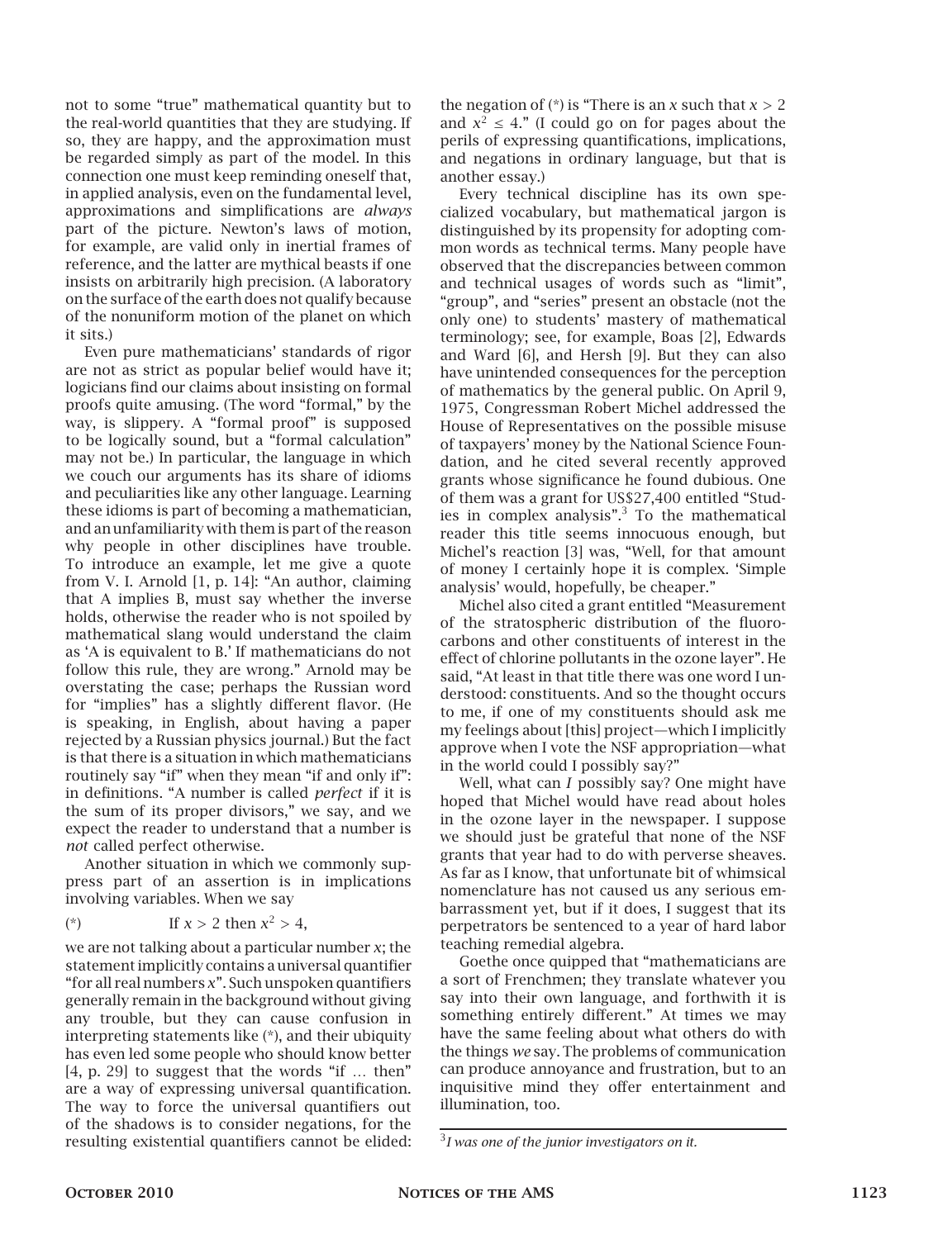not to some "true" mathematical quantity but to the real-world quantities that they are studying. If so, they are happy, and the approximation must be regarded simply as part of the model. In this connection one must keep reminding oneself that, in applied analysis, even on the fundamental level, approximations and simplifications are *always* part of the picture. Newton's laws of motion, for example, are valid only in inertial frames of reference, and the latter are mythical beasts if one insists on arbitrarily high precision. (A laboratory on the surface of the earth does not qualify because of the nonuniform motion of the planet on which it sits.)

Even pure mathematicians' standards of rigor are not as strict as popular belief would have it; logicians find our claims about insisting on formal proofs quite amusing. (The word "formal," by the way, is slippery. A "formal proof" is supposed to be logically sound, but a "formal calculation" may not be.) In particular, the language in which we couch our arguments has its share of idioms and peculiarities like any other language. Learning these idioms is part of becoming a mathematician, and an unfamiliarity with them is part of the reason why people in other disciplines have trouble. To introduce an example, let me give a quote from V. I. Arnold [1, p. 14]: "An author, claiming that A implies B, must say whether the inverse holds, otherwise the reader who is not spoiled by mathematical slang would understand the claim as 'A is equivalent to B.' If mathematicians do not follow this rule, they are wrong." Arnold may be overstating the case; perhaps the Russian word for "implies" has a slightly different flavor. (He is speaking, in English, about having a paper rejected by a Russian physics journal.) But the fact is that there is a situation in which mathematicians routinely say "if" when they mean "if and only if": in definitions. "A number is called *perfect* if it is the sum of its proper divisors," we say, and we expect the reader to understand that a number is *not* called perfect otherwise.

Another situation in which we commonly suppress part of an assertion is in implications involving variables. When we say

(*) If $x > 2$ then $x^2 > 4$,

we are not talking about a particular number $x$; the statement implicitly contains a universal quantifier "for all real numbers $x$". Such unspoken quantifiers generally remain in the background without giving any trouble, but they can cause confusion in interpreting statements like (*), and their ubiquity has even led some people who should know better [4, p. 29] to suggest that the words "if … then" are a way of expressing universal quantification. The way to force the universal quantifiers out of the shadows is to consider negations, for the resulting existential quantifiers cannot be elided: the negation of (*) is "There is an $x$ such that $x > 2$ and $x^2 \leq 4$." (I could go on for pages about the perils of expressing quantifications, implications, and negations in ordinary language, but that is another essay.)

Every technical discipline has its own specialized vocabulary, but mathematical jargon is distinguished by its propensity for adopting common words as technical terms. Many people have observed that the discrepancies between common and technical usages of words such as "limit", "group", and "series" present an obstacle (not the only one) to students' mastery of mathematical terminology; see, for example, Boas [2], Edwards and Ward [6], and Hersh [9]. But they can also have unintended consequences for the perception of mathematics by the general public. On April 9, 1975, Congressman Robert Michel addressed the House of Representatives on the possible misuse of taxpayers' money by the National Science Foundation, and he cited several recently approved grants whose significance he found dubious. One of them was a grant for US$27,400 entitled "Studies in complex analysis".[3] To the mathematical reader this title seems innocuous enough, but Michel's reaction [3] was, "Well, for that amount of money I certainly hope it is complex. 'Simple analysis' would, hopefully, be cheaper."

Michel also cited a grant entitled "Measurement of the stratospheric distribution of the fluorocarbons and other constituents of interest in the effect of chlorine pollutants in the ozone layer". He said, "At least in that title there was one word I understood: constituents. And so the thought occurs to me, if one of my constituents should ask me my feelings about [this] project—which I implicitly approve when I vote the NSF appropriation—what in the world could I possibly say?"

Well, what can *I* possibly say? One might have hoped that Michel would have read about holes in the ozone layer in the newspaper. I suppose we should just be grateful that none of the NSF grants that year had to do with perverse sheaves. As far as I know, that unfortunate bit of whimsical nomenclature has not caused us any serious embarrassment yet, but if it does, I suggest that its perpetrators be sentenced to a year of hard labor teaching remedial algebra.

Goethe once quipped that "mathematicians are a sort of Frenchmen; they translate whatever you say into their own language, and forthwith it is something entirely different." At times we may have the same feeling about what others do with the things *we* say. The problems of communication can produce annoyance and frustration, but to an inquisitive mind they offer entertainment and illumination, too.

---

[3] *I was one of the junior investigators on it.*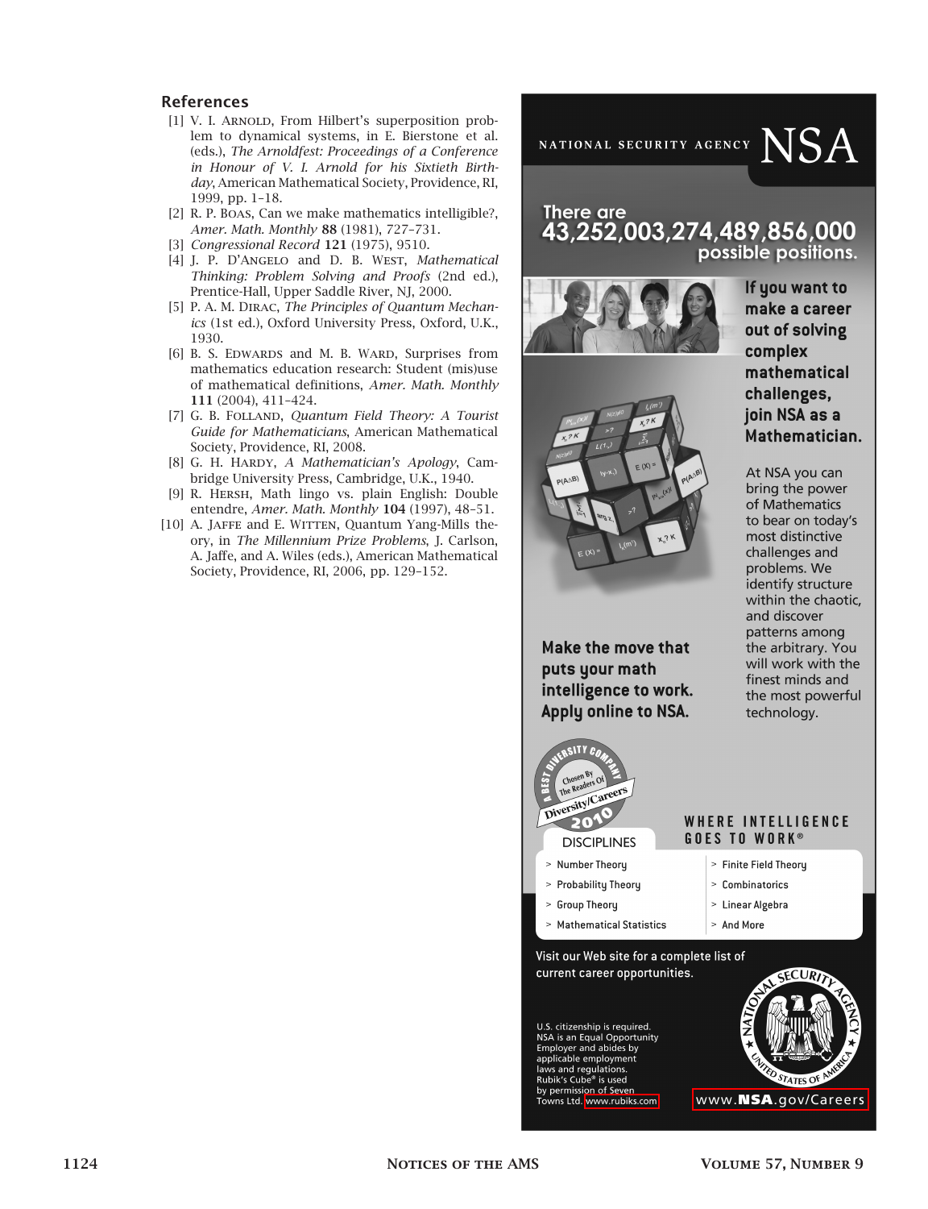## References

[1] V. I. Arnold, From Hilbert's superposition problem to dynamical systems, in E. Bierstone et al. (eds.), *The Arnoldfest: Proceedings of a Conference in Honour of V. I. Arnold for his Sixtieth Birthday*, American Mathematical Society, Providence, RI, 1999, pp. 1–18.

[2] R. P. Boas, Can we make mathematics intelligible?, *Amer. Math. Monthly* **88** (1981), 727–731.

[3] *Congressional Record* **121** (1975), 9510.

[4] J. P. D'Angelo and D. B. West, *Mathematical Thinking: Problem Solving and Proofs* (2nd ed.), Prentice-Hall, Upper Saddle River, NJ, 2000.

[5] P. A. M. Dirac, *The Principles of Quantum Mechanics* (1st ed.), Oxford University Press, Oxford, U.K., 1930.

[6] B. S. Edwards and M. B. Ward, Surprises from mathematics education research: Student (mis)use of mathematical definitions, *Amer. Math. Monthly* **111** (2004), 411–424.

[7] G. B. Folland, *Quantum Field Theory: A Tourist Guide for Mathematicians*, American Mathematical Society, Providence, RI, 2008.

[8] G. H. Hardy, *A Mathematician's Apology*, Cambridge University Press, Cambridge, U.K., 1940.

[9] R. Hersh, Math lingo vs. plain English: Double entendre, *Amer. Math. Monthly* **104** (1997), 48–51.

[10] A. Jaffe and E. Witten, Quantum Yang-Mills theory, in *The Millennium Prize Problems*, J. Carlson, A. Jaffe, and A. Wiles (eds.), American Mathematical Society, Providence, RI, 2006, pp. 129–152.

NATIONAL SECURITY AGENCY NSA

**There are 43,252,003,274,489,856,000 possible positions.**

**If you want to make a career out of solving complex mathematical challenges, join NSA as a Mathematician.**

At NSA you can bring the power of Mathematics to bear on today's most distinctive challenges and problems. We identify structure within the chaotic, and discover patterns among the arbitrary. You will work with the finest minds and the most powerful technology.

**Make the move that puts your math intelligence to work. Apply online to NSA.**

A Best Diversity Company — Chosen By The Readers Of Diversity/Careers 2010

WHERE INTELLIGENCE GOES TO WORK®

DISCIPLINES

- Number Theory
- Probability Theory
- Group Theory
- Mathematical Statistics
- Finite Field Theory
- Combinatorics
- Linear Algebra
- And More

Visit our Web site for a complete list of current career opportunities.

U.S. citizenship is required. NSA is an Equal Opportunity Employer and abides by applicable employment laws and regulations. Rubik's Cube® is used by permission of Seven Towns Ltd. www.rubiks.com

www.NSA.gov/Careers